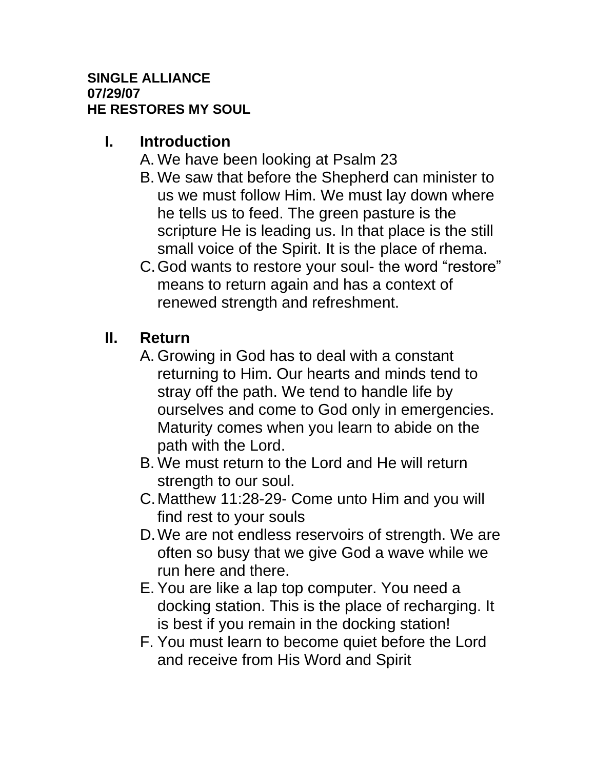**SINGLE ALLIANCE**
**07/29/07**
**HE RESTORES MY SOUL**

## I. Introduction

A. We have been looking at Psalm 23

B. We saw that before the Shepherd can minister to us we must follow Him. We must lay down where he tells us to feed. The green pasture is the scripture He is leading us. In that place is the still small voice of the Spirit. It is the place of rhema.

C. God wants to restore your soul- the word "restore" means to return again and has a context of renewed strength and refreshment.

## II. Return

A. Growing in God has to deal with a constant returning to Him. Our hearts and minds tend to stray off the path. We tend to handle life by ourselves and come to God only in emergencies. Maturity comes when you learn to abide on the path with the Lord.

B. We must return to the Lord and He will return strength to our soul.

C. Matthew 11:28-29- Come unto Him and you will find rest to your souls

D. We are not endless reservoirs of strength. We are often so busy that we give God a wave while we run here and there.

E. You are like a lap top computer. You need a docking station. This is the place of recharging. It is best if you remain in the docking station!

F. You must learn to become quiet before the Lord and receive from His Word and Spirit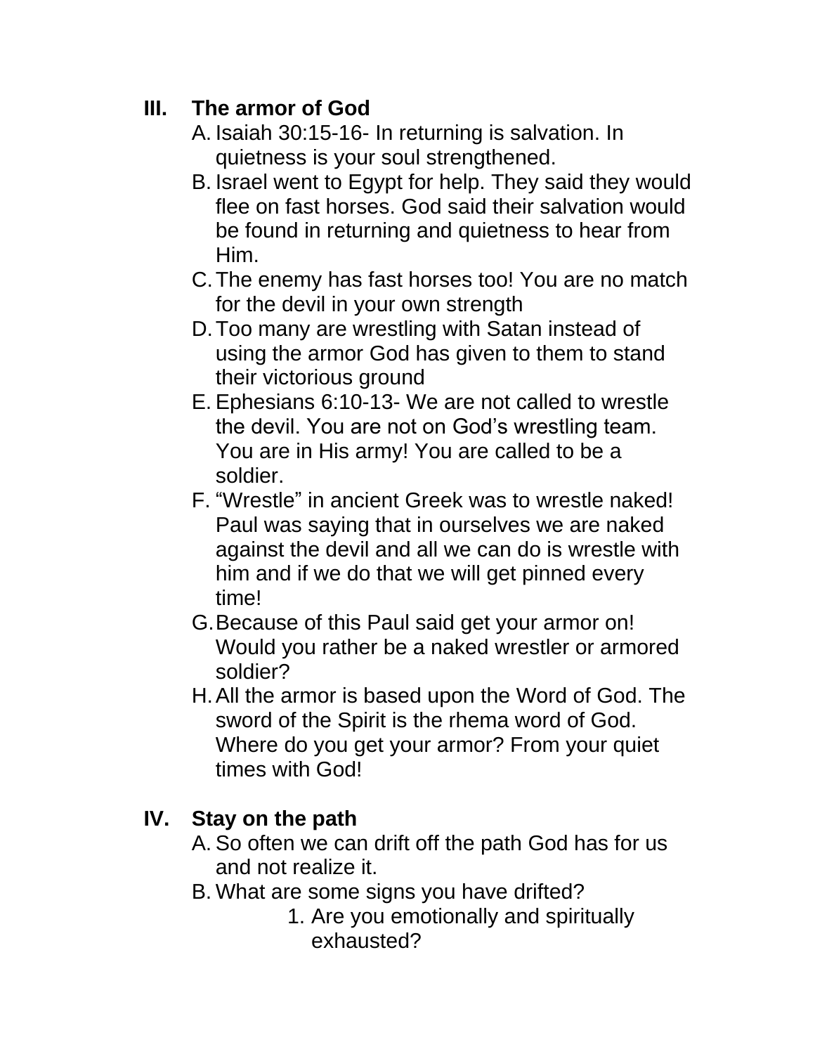## III. The armor of God

A. Isaiah 30:15-16- In returning is salvation. In quietness is your soul strengthened.
B. Israel went to Egypt for help. They said they would flee on fast horses. God said their salvation would be found in returning and quietness to hear from Him.
C. The enemy has fast horses too! You are no match for the devil in your own strength
D. Too many are wrestling with Satan instead of using the armor God has given to them to stand their victorious ground
E. Ephesians 6:10-13- We are not called to wrestle the devil. You are not on God's wrestling team. You are in His army! You are called to be a soldier.
F. "Wrestle" in ancient Greek was to wrestle naked! Paul was saying that in ourselves we are naked against the devil and all we can do is wrestle with him and if we do that we will get pinned every time!
G. Because of this Paul said get your armor on! Would you rather be a naked wrestler or armored soldier?
H. All the armor is based upon the Word of God. The sword of the Spirit is the rhema word of God. Where do you get your armor? From your quiet times with God!

## IV. Stay on the path

A. So often we can drift off the path God has for us and not realize it.
B. What are some signs you have drifted?
   1. Are you emotionally and spiritually exhausted?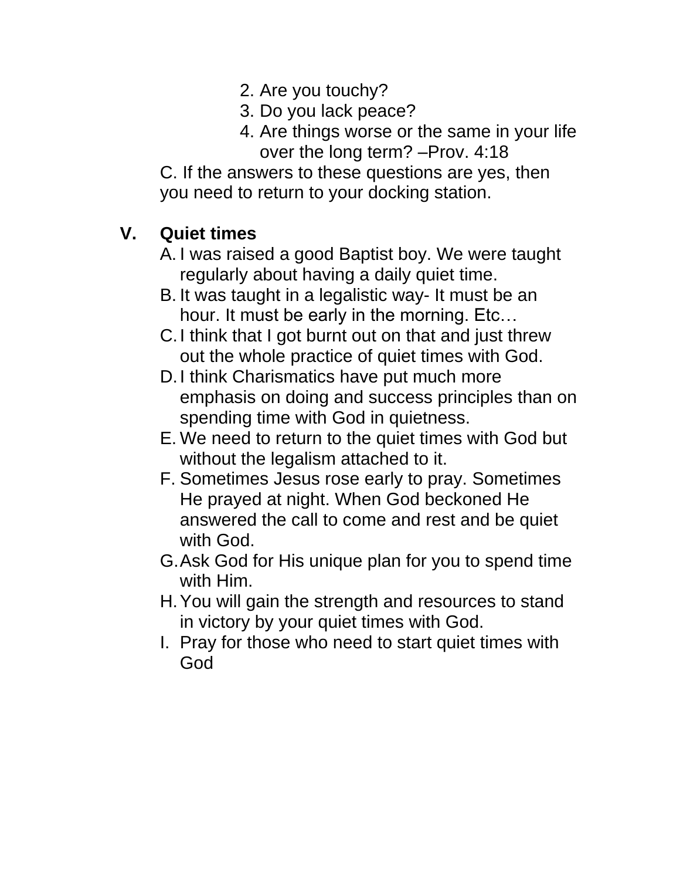2. Are you touchy?
3. Do you lack peace?
4. Are things worse or the same in your life over the long term? –Prov. 4:18

C. If the answers to these questions are yes, then you need to return to your docking station.

## V. Quiet times

A. I was raised a good Baptist boy. We were taught regularly about having a daily quiet time.
B. It was taught in a legalistic way- It must be an hour. It must be early in the morning. Etc…
C. I think that I got burnt out on that and just threw out the whole practice of quiet times with God.
D. I think Charismatics have put much more emphasis on doing and success principles than on spending time with God in quietness.
E. We need to return to the quiet times with God but without the legalism attached to it.
F. Sometimes Jesus rose early to pray. Sometimes He prayed at night. When God beckoned He answered the call to come and rest and be quiet with God.
G. Ask God for His unique plan for you to spend time with Him.
H. You will gain the strength and resources to stand in victory by your quiet times with God.
I. Pray for those who need to start quiet times with God